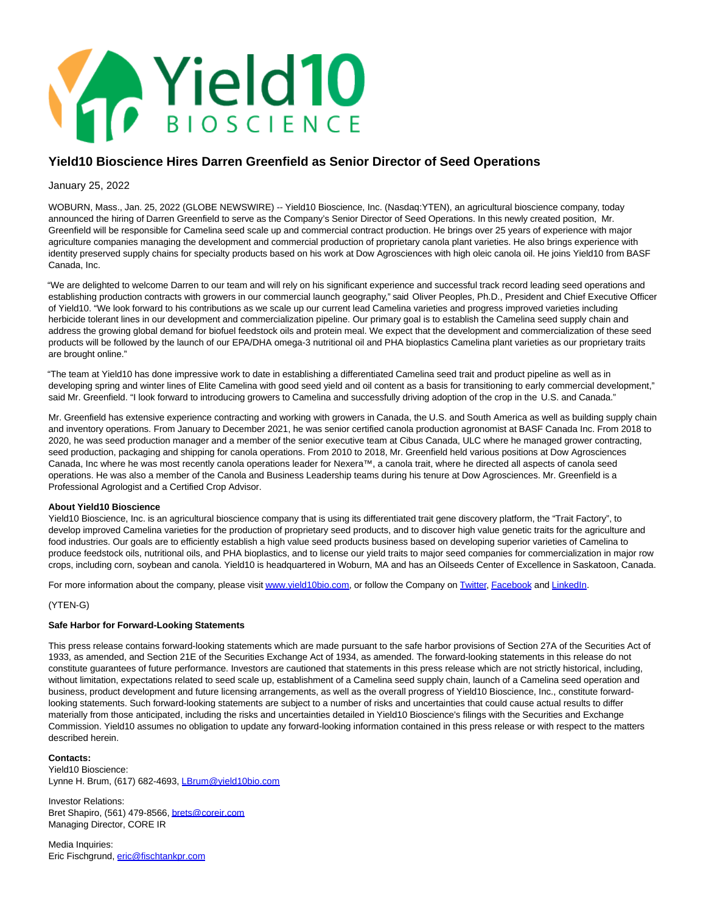# Yield10 Bioscience Hires Darren Greenfield as Senior Director of Seed Operations

January 25, 2022

WOBURN, Mass., Jan. 25, 2022 (GLOBE NEWSWIRE) -- Yield10 Bioscience, Inc. (Nasdaq:YTEN), an agricultural bioscience company, today announced the hiring of Darren Greenfield to serve as the Company's Senior Director of Seed Operations. In this newly created position, Mr. Greenfield will be responsible for Camelina seed scale up and commercial contract production. He brings over 25 years of experience with major agriculture companies managing the development and commercial production of proprietary canola plant varieties. He also brings experience with identity preserved supply chains for specialty products based on his work at Dow Agrosciences with high oleic canola oil. He joins Yield10 from BASF Canada, Inc.

"We are delighted to welcome Darren to our team and will rely on his significant experience and successful track record leading seed operations and establishing production contracts with growers in our commercial launch geography," said Oliver Peoples, Ph.D., President and Chief Executive Officer of Yield10. "We look forward to his contributions as we scale up our current lead Camelina varieties and progress improved varieties including herbicide tolerant lines in our development and commercialization pipeline. Our primary goal is to establish the Camelina seed supply chain and address the growing global demand for biofuel feedstock oils and protein meal. We expect that the development and commercialization of these seed products will be followed by the launch of our EPA/DHA omega-3 nutritional oil and PHA bioplastics Camelina plant varieties as our proprietary traits are brought online."

"The team at Yield10 has done impressive work to date in establishing a differentiated Camelina seed trait and product pipeline as well as in developing spring and winter lines of Elite Camelina with good seed yield and oil content as a basis for transitioning to early commercial development," said Mr. Greenfield. "I look forward to introducing growers to Camelina and successfully driving adoption of the crop in the U.S. and Canada."

Mr. Greenfield has extensive experience contracting and working with growers in Canada, the U.S. and South America as well as building supply chain and inventory operations. From January to December 2021, he was senior certified canola production agronomist at BASF Canada Inc. From 2018 to 2020, he was seed production manager and a member of the senior executive team at Cibus Canada, ULC where he managed grower contracting, seed production, packaging and shipping for canola operations. From 2010 to 2018, Mr. Greenfield held various positions at Dow Agrosciences Canada, Inc where he was most recently canola operations leader for Nexera™, a canola trait, where he directed all aspects of canola seed operations. He was also a member of the Canola and Business Leadership teams during his tenure at Dow Agrosciences. Mr. Greenfield is a Professional Agrologist and a Certified Crop Advisor.

**About Yield10 Bioscience**
Yield10 Bioscience, Inc. is an agricultural bioscience company that is using its differentiated trait gene discovery platform, the "Trait Factory", to develop improved Camelina varieties for the production of proprietary seed products, and to discover high value genetic traits for the agriculture and food industries. Our goals are to efficiently establish a high value seed products business based on developing superior varieties of Camelina to produce feedstock oils, nutritional oils, and PHA bioplastics, and to license our yield traits to major seed companies for commercialization in major row crops, including corn, soybean and canola. Yield10 is headquartered in Woburn, MA and has an Oilseeds Center of Excellence in Saskatoon, Canada.

For more information about the company, please visit www.yield10bio.com, or follow the Company on Twitter, Facebook and LinkedIn.

(YTEN-G)

**Safe Harbor for Forward-Looking Statements**

This press release contains forward-looking statements which are made pursuant to the safe harbor provisions of Section 27A of the Securities Act of 1933, as amended, and Section 21E of the Securities Exchange Act of 1934, as amended. The forward-looking statements in this release do not constitute guarantees of future performance. Investors are cautioned that statements in this press release which are not strictly historical, including, without limitation, expectations related to seed scale up, establishment of a Camelina seed supply chain, launch of a Camelina seed operation and business, product development and future licensing arrangements, as well as the overall progress of Yield10 Bioscience, Inc., constitute forward-looking statements. Such forward-looking statements are subject to a number of risks and uncertainties that could cause actual results to differ materially from those anticipated, including the risks and uncertainties detailed in Yield10 Bioscience's filings with the Securities and Exchange Commission. Yield10 assumes no obligation to update any forward-looking information contained in this press release or with respect to the matters described herein.

**Contacts:**
Yield10 Bioscience:
Lynne H. Brum, (617) 682-4693, LBrum@yield10bio.com

Investor Relations:
Bret Shapiro, (561) 479-8566, brets@coreir.com
Managing Director, CORE IR

Media Inquiries:
Eric Fischgrund, eric@fischtankpr.com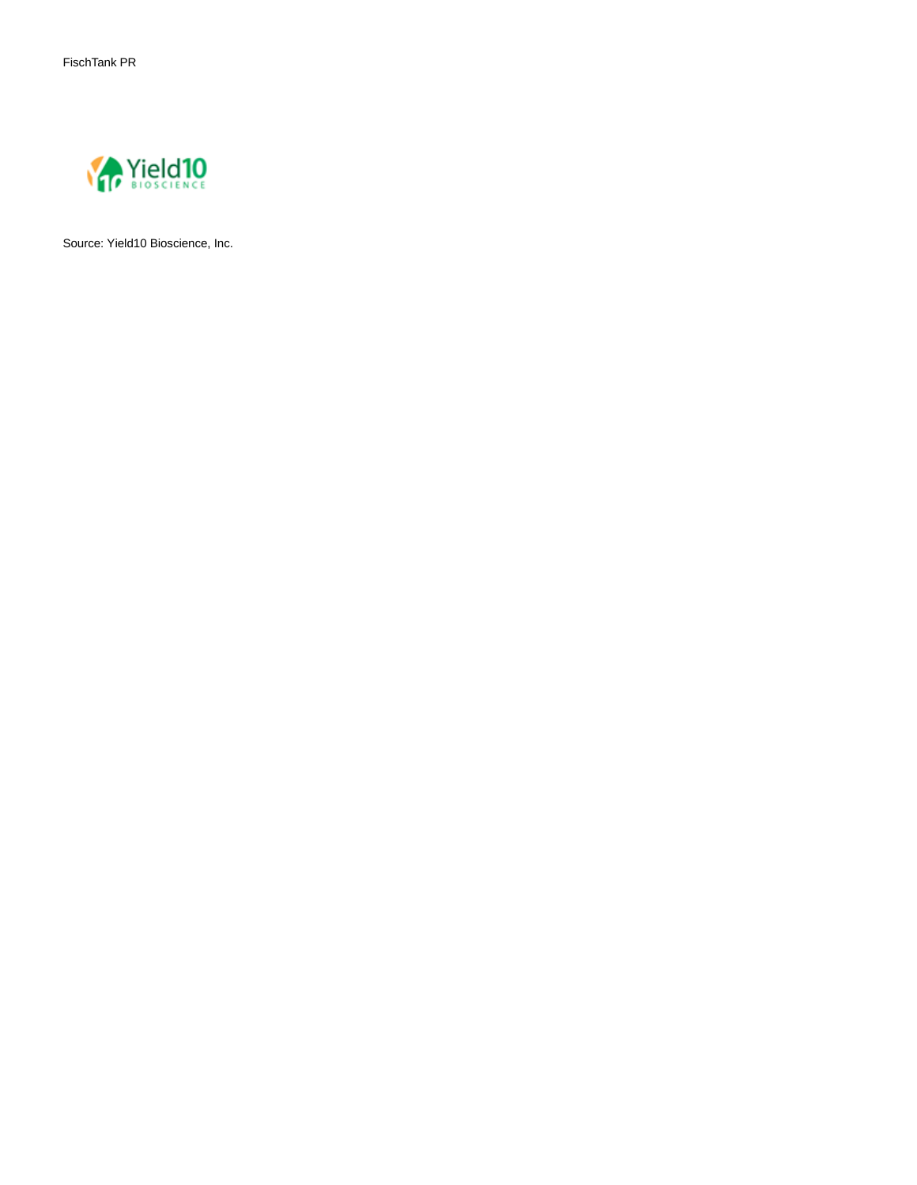FischTank PR

Source: Yield10 Bioscience, Inc.